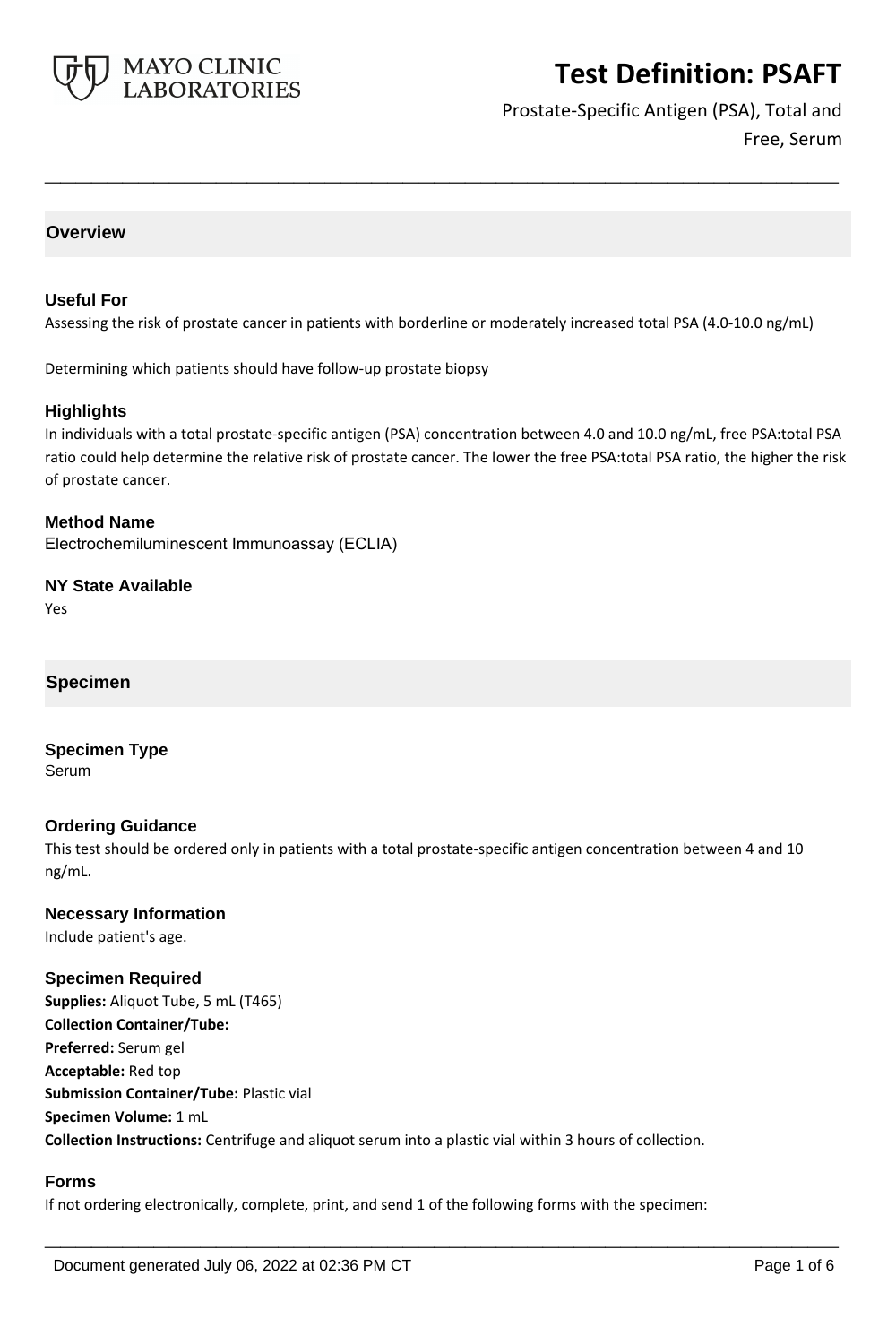# Test Definition: PSAFT

Prostate-Specific Antigen (PSA), Total and Free, Serum

## Overview

### Useful For

Assessing the risk of prostate cancer in patients with borderline or moderately increased total PSA (4.0-10.0 ng/mL)

Determining which patients should have follow-up prostate biopsy

### Highlights

In individuals with a total prostate-specific antigen (PSA) concentration between 4.0 and 10.0 ng/mL, free PSA:total PSA ratio could help determine the relative risk of prostate cancer. The lower the free PSA:total PSA ratio, the higher the risk of prostate cancer.

### Method Name

Electrochemiluminescent Immunoassay (ECLIA)

### NY State Available

Yes

## Specimen

### Specimen Type

Serum

### Ordering Guidance

This test should be ordered only in patients with a total prostate-specific antigen concentration between 4 and 10 ng/mL.

### Necessary Information

Include patient's age.

### Specimen Required

**Supplies:** Aliquot Tube, 5 mL (T465)
**Collection Container/Tube:**
**Preferred:** Serum gel
**Acceptable:** Red top
**Submission Container/Tube:** Plastic vial
**Specimen Volume:** 1 mL
**Collection Instructions:** Centrifuge and aliquot serum into a plastic vial within 3 hours of collection.

### Forms

If not ordering electronically, complete, print, and send 1 of the following forms with the specimen: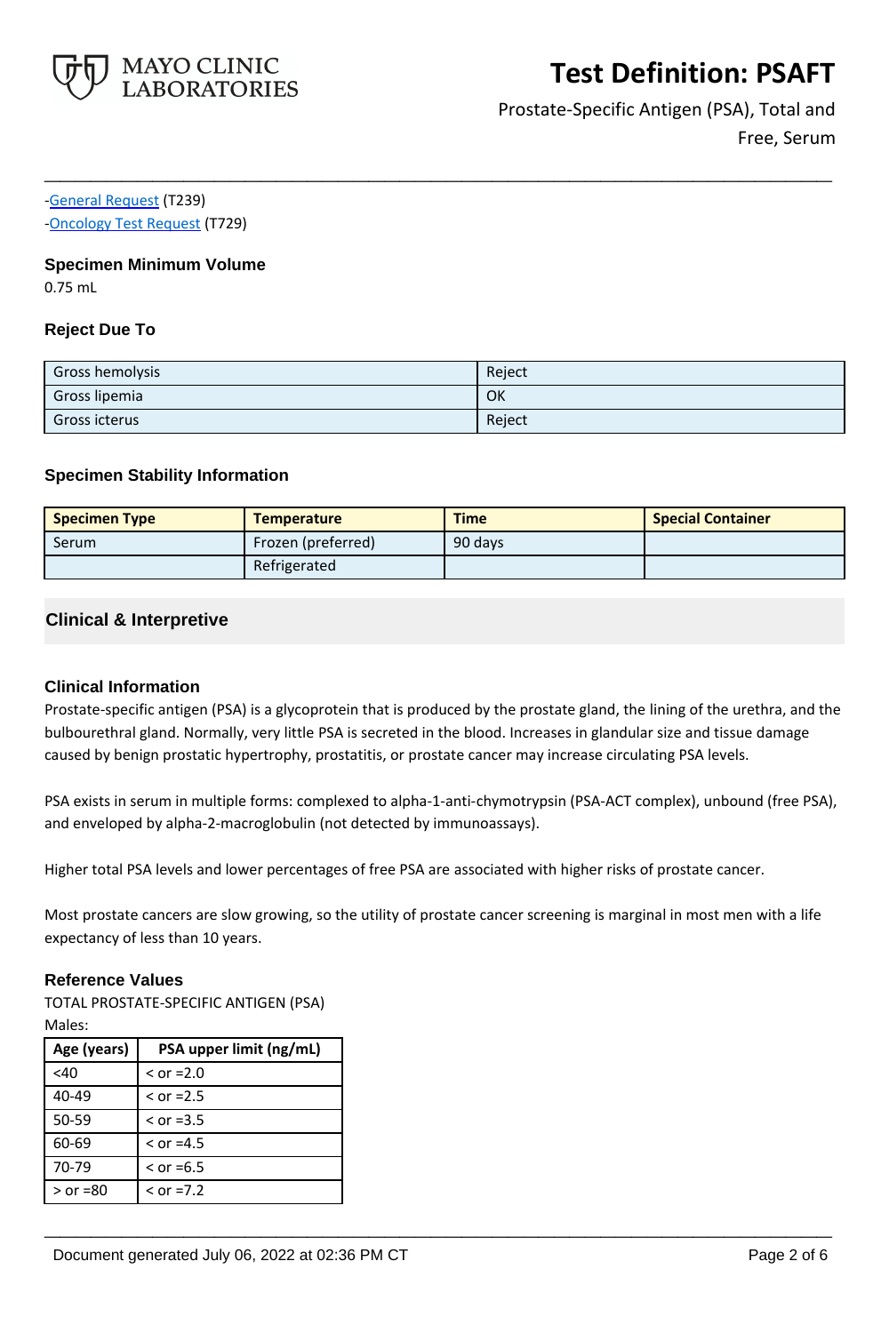-General Request (T239)
-Oncology Test Request (T729)

### Specimen Minimum Volume

0.75 mL

### Reject Due To

| | |
|---|---|
| Gross hemolysis | Reject |
| Gross lipemia | OK |
| Gross icterus | Reject |

### Specimen Stability Information

| Specimen Type | Temperature | Time | Special Container |
|---|---|---|---|
| Serum | Frozen (preferred) | 90 days | |
| | Refrigerated | | |

## Clinical & Interpretive

### Clinical Information

Prostate-specific antigen (PSA) is a glycoprotein that is produced by the prostate gland, the lining of the urethra, and the bulbourethral gland. Normally, very little PSA is secreted in the blood. Increases in glandular size and tissue damage caused by benign prostatic hypertrophy, prostatitis, or prostate cancer may increase circulating PSA levels.

PSA exists in serum in multiple forms: complexed to alpha-1-anti-chymotrypsin (PSA-ACT complex), unbound (free PSA), and enveloped by alpha-2-macroglobulin (not detected by immunoassays).

Higher total PSA levels and lower percentages of free PSA are associated with higher risks of prostate cancer.

Most prostate cancers are slow growing, so the utility of prostate cancer screening is marginal in most men with a life expectancy of less than 10 years.

### Reference Values

TOTAL PROSTATE-SPECIFIC ANTIGEN (PSA)

Males:

| Age (years) | PSA upper limit (ng/mL) |
|---|---|
| <40 | < or =2.0 |
| 40-49 | < or =2.5 |
| 50-59 | < or =3.5 |
| 60-69 | < or =4.5 |
| 70-79 | < or =6.5 |
| > or =80 | < or =7.2 |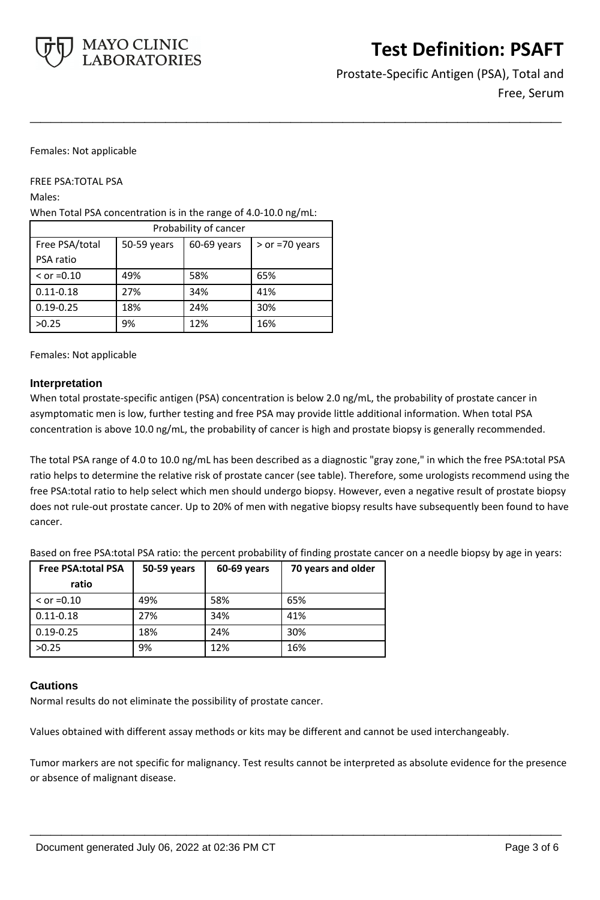Females: Not applicable

FREE PSA:TOTAL PSA

Males:

When Total PSA concentration is in the range of 4.0-10.0 ng/mL:

| Probability of cancer | | | |
|---|---|---|---|
| Free PSA/total PSA ratio | 50-59 years | 60-69 years | > or =70 years |
| < or =0.10 | 49% | 58% | 65% |
| 0.11-0.18 | 27% | 34% | 41% |
| 0.19-0.25 | 18% | 24% | 30% |
| >0.25 | 9% | 12% | 16% |

Females: Not applicable

### Interpretation

When total prostate-specific antigen (PSA) concentration is below 2.0 ng/mL, the probability of prostate cancer in asymptomatic men is low, further testing and free PSA may provide little additional information. When total PSA concentration is above 10.0 ng/mL, the probability of cancer is high and prostate biopsy is generally recommended.

The total PSA range of 4.0 to 10.0 ng/mL has been described as a diagnostic "gray zone," in which the free PSA:total PSA ratio helps to determine the relative risk of prostate cancer (see table). Therefore, some urologists recommend using the free PSA:total ratio to help select which men should undergo biopsy. However, even a negative result of prostate biopsy does not rule-out prostate cancer. Up to 20% of men with negative biopsy results have subsequently been found to have cancer.

Based on free PSA:total PSA ratio: the percent probability of finding prostate cancer on a needle biopsy by age in years:

| Free PSA:total PSA ratio | 50-59 years | 60-69 years | 70 years and older |
|---|---|---|---|
| < or =0.10 | 49% | 58% | 65% |
| 0.11-0.18 | 27% | 34% | 41% |
| 0.19-0.25 | 18% | 24% | 30% |
| >0.25 | 9% | 12% | 16% |

### Cautions

Normal results do not eliminate the possibility of prostate cancer.

Values obtained with different assay methods or kits may be different and cannot be used interchangeably.

Tumor markers are not specific for malignancy. Test results cannot be interpreted as absolute evidence for the presence or absence of malignant disease.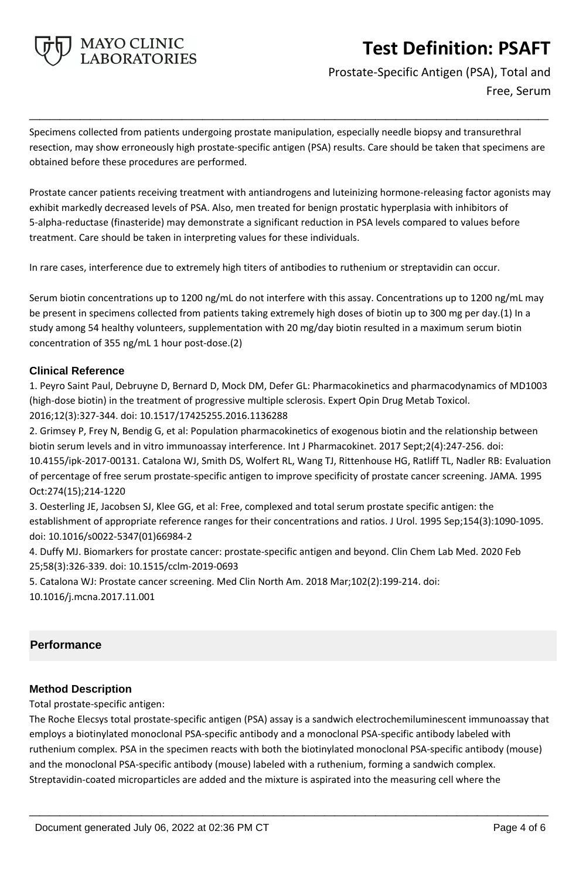Specimens collected from patients undergoing prostate manipulation, especially needle biopsy and transurethral resection, may show erroneously high prostate-specific antigen (PSA) results. Care should be taken that specimens are obtained before these procedures are performed.

Prostate cancer patients receiving treatment with antiandrogens and luteinizing hormone-releasing factor agonists may exhibit markedly decreased levels of PSA. Also, men treated for benign prostatic hyperplasia with inhibitors of 5-alpha-reductase (finasteride) may demonstrate a significant reduction in PSA levels compared to values before treatment. Care should be taken in interpreting values for these individuals.

In rare cases, interference due to extremely high titers of antibodies to ruthenium or streptavidin can occur.

Serum biotin concentrations up to 1200 ng/mL do not interfere with this assay. Concentrations up to 1200 ng/mL may be present in specimens collected from patients taking extremely high doses of biotin up to 300 mg per day.(1) In a study among 54 healthy volunteers, supplementation with 20 mg/day biotin resulted in a maximum serum biotin concentration of 355 ng/mL 1 hour post-dose.(2)

### Clinical Reference

1. Peyro Saint Paul, Debruyne D, Bernard D, Mock DM, Defer GL: Pharmacokinetics and pharmacodynamics of MD1003 (high-dose biotin) in the treatment of progressive multiple sclerosis. Expert Opin Drug Metab Toxicol. 2016;12(3):327-344. doi: 10.1517/17425255.2016.1136288
2. Grimsey P, Frey N, Bendig G, et al: Population pharmacokinetics of exogenous biotin and the relationship between biotin serum levels and in vitro immunoassay interference. Int J Pharmacokinet. 2017 Sept;2(4):247-256. doi: 10.4155/ipk-2017-00131. Catalona WJ, Smith DS, Wolfert RL, Wang TJ, Rittenhouse HG, Ratliff TL, Nadler RB: Evaluation of percentage of free serum prostate-specific antigen to improve specificity of prostate cancer screening. JAMA. 1995 Oct:274(15);214-1220
3. Oesterling JE, Jacobsen SJ, Klee GG, et al: Free, complexed and total serum prostate specific antigen: the establishment of appropriate reference ranges for their concentrations and ratios. J Urol. 1995 Sep;154(3):1090-1095. doi: 10.1016/s0022-5347(01)66984-2
4. Duffy MJ. Biomarkers for prostate cancer: prostate-specific antigen and beyond. Clin Chem Lab Med. 2020 Feb 25;58(3):326-339. doi: 10.1515/cclm-2019-0693
5. Catalona WJ: Prostate cancer screening. Med Clin North Am. 2018 Mar;102(2):199-214. doi: 10.1016/j.mcna.2017.11.001

## Performance

### Method Description

Total prostate-specific antigen:

The Roche Elecsys total prostate-specific antigen (PSA) assay is a sandwich electrochemiluminescent immunoassay that employs a biotinylated monoclonal PSA-specific antibody and a monoclonal PSA-specific antibody labeled with ruthenium complex. PSA in the specimen reacts with both the biotinylated monoclonal PSA-specific antibody (mouse) and the monoclonal PSA-specific antibody (mouse) labeled with a ruthenium, forming a sandwich complex. Streptavidin-coated microparticles are added and the mixture is aspirated into the measuring cell where the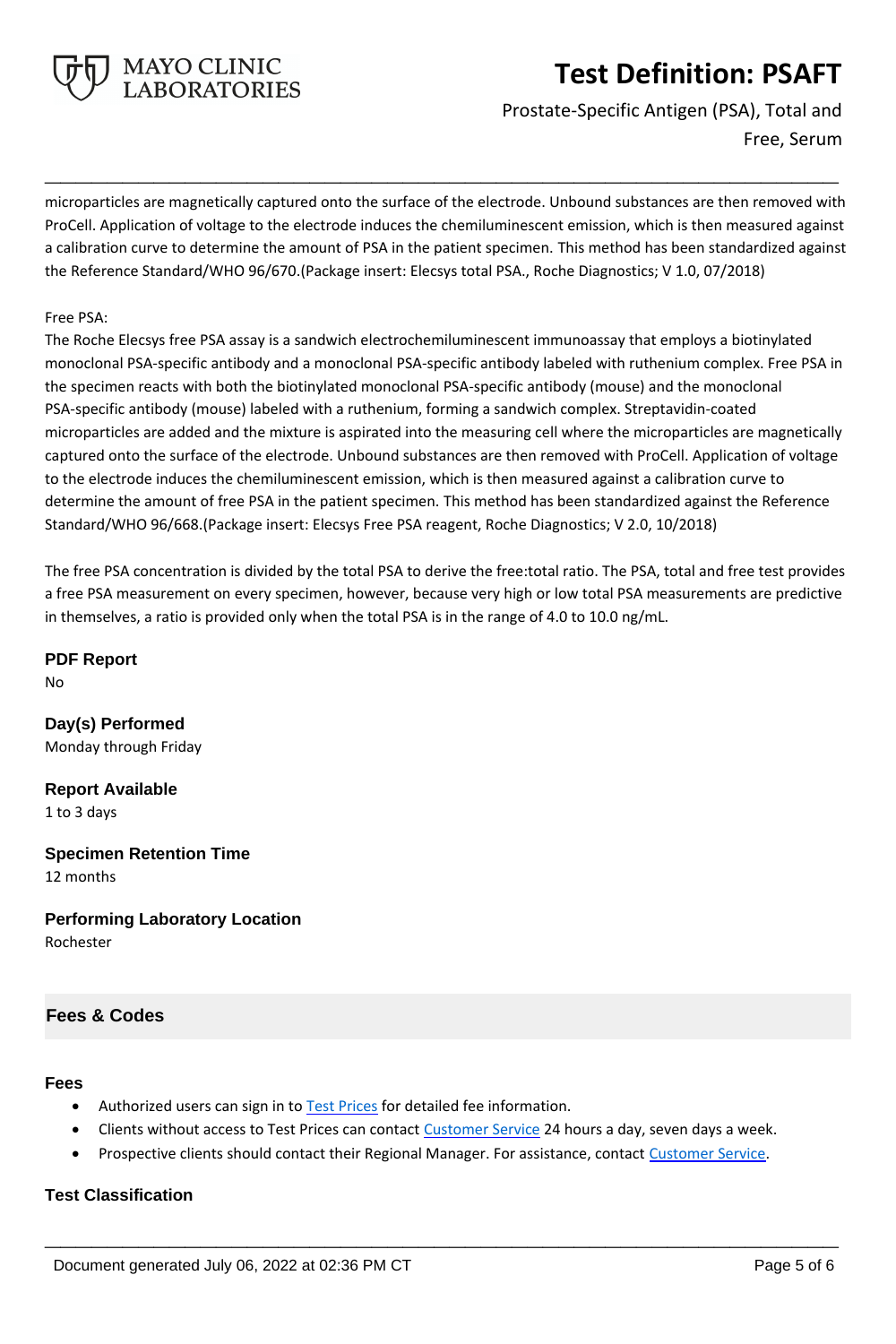microparticles are magnetically captured onto the surface of the electrode. Unbound substances are then removed with ProCell. Application of voltage to the electrode induces the chemiluminescent emission, which is then measured against a calibration curve to determine the amount of PSA in the patient specimen. This method has been standardized against the Reference Standard/WHO 96/670.(Package insert: Elecsys total PSA., Roche Diagnostics; V 1.0, 07/2018)

Free PSA:
The Roche Elecsys free PSA assay is a sandwich electrochemiluminescent immunoassay that employs a biotinylated monoclonal PSA-specific antibody and a monoclonal PSA-specific antibody labeled with ruthenium complex. Free PSA in the specimen reacts with both the biotinylated monoclonal PSA-specific antibody (mouse) and the monoclonal PSA-specific antibody (mouse) labeled with a ruthenium, forming a sandwich complex. Streptavidin-coated microparticles are added and the mixture is aspirated into the measuring cell where the microparticles are magnetically captured onto the surface of the electrode. Unbound substances are then removed with ProCell. Application of voltage to the electrode induces the chemiluminescent emission, which is then measured against a calibration curve to determine the amount of free PSA in the patient specimen. This method has been standardized against the Reference Standard/WHO 96/668.(Package insert: Elecsys Free PSA reagent, Roche Diagnostics; V 2.0, 10/2018)

The free PSA concentration is divided by the total PSA to derive the free:total ratio. The PSA, total and free test provides a free PSA measurement on every specimen, however, because very high or low total PSA measurements are predictive in themselves, a ratio is provided only when the total PSA is in the range of 4.0 to 10.0 ng/mL.

**PDF Report**
No

**Day(s) Performed**
Monday through Friday

**Report Available**
1 to 3 days

**Specimen Retention Time**
12 months

**Performing Laboratory Location**
Rochester

## Fees & Codes

**Fees**

- Authorized users can sign in to Test Prices for detailed fee information.
- Clients without access to Test Prices can contact Customer Service 24 hours a day, seven days a week.
- Prospective clients should contact their Regional Manager. For assistance, contact Customer Service.

**Test Classification**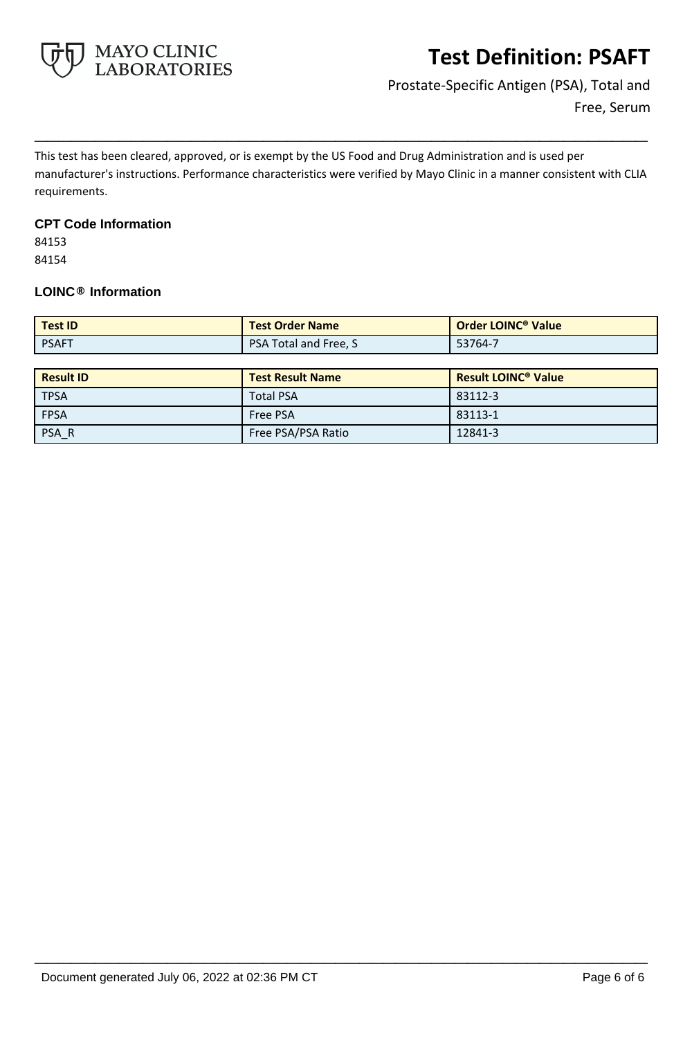This test has been cleared, approved, or is exempt by the US Food and Drug Administration and is used per manufacturer's instructions. Performance characteristics were verified by Mayo Clinic in a manner consistent with CLIA requirements.

### CPT Code Information

84153
84154

### LOINC® Information

| Test ID | Test Order Name | Order LOINC® Value |
|---|---|---|
| PSAFT | PSA Total and Free, S | 53764-7 |

| Result ID | Test Result Name | Result LOINC® Value |
|---|---|---|
| TPSA | Total PSA | 83112-3 |
| FPSA | Free PSA | 83113-1 |
| PSA_R | Free PSA/PSA Ratio | 12841-3 |